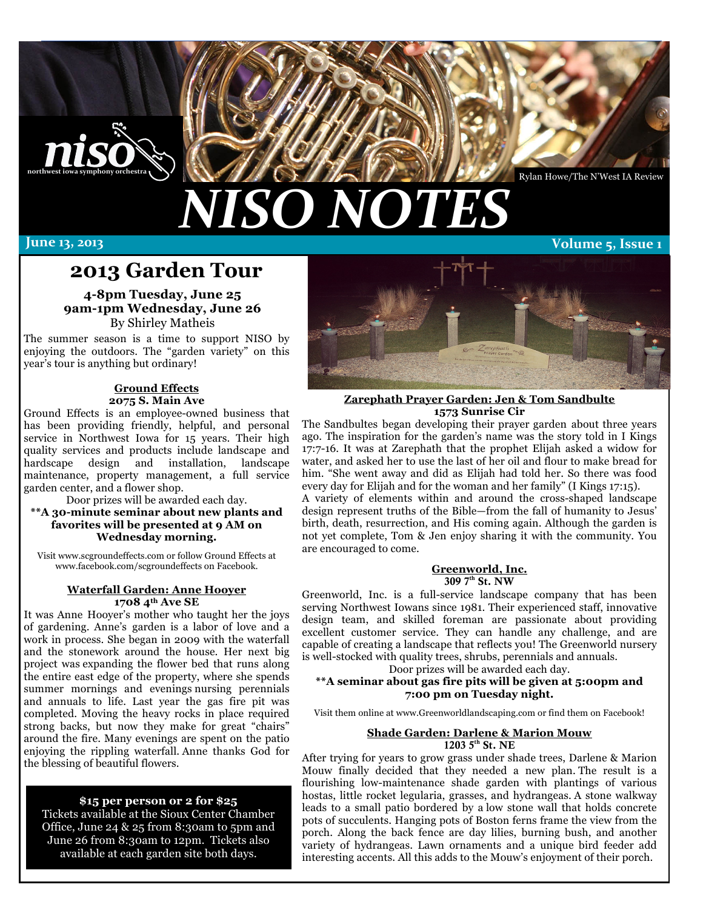Rylan Howe/The N'West IA Review

# NISO NOTES

**June 13, 2013** | **Volume 5, Issue 1**

## 2013 Garden Tour

**4-8pm Tuesday, June 25**
**9am-1pm Wednesday, June 26**
By Shirley Matheis

The summer season is a time to support NISO by enjoying the outdoors. The "garden variety" on this year's tour is anything but ordinary!

### Ground Effects
**2075 S. Main Ave**

Ground Effects is an employee-owned business that has been providing friendly, helpful, and personal service in Northwest Iowa for 15 years. Their high quality services and products include landscape and hardscape design and installation, landscape maintenance, property management, a full service garden center, and a flower shop.

Door prizes will be awarded each day.

**\*\*A 30-minute seminar about new plants and favorites will be presented at 9 AM on Wednesday morning.**

Visit www.scgroundeffects.com or follow Ground Effects at www.facebook.com/scgroundeffects on Facebook.

### Waterfall Garden: Anne Hooyer
**1708 4th Ave SE**

It was Anne Hooyer's mother who taught her the joys of gardening. Anne's garden is a labor of love and a work in process. She began in 2009 with the waterfall and the stonework around the house. Her next big project was expanding the flower bed that runs along the entire east edge of the property, where she spends summer mornings and evenings nursing perennials and annuals to life. Last year the gas fire pit was completed. Moving the heavy rocks in place required strong backs, but now they make for great "chairs" around the fire. Many evenings are spent on the patio enjoying the rippling waterfall. Anne thanks God for the blessing of beautiful flowers.

**$15 per person or 2 for $25**
Tickets available at the Sioux Center Chamber Office, June 24 & 25 from 8:30am to 5pm and June 26 from 8:30am to 12pm. Tickets also available at each garden site both days.

### Zarephath Prayer Garden: Jen & Tom Sandbulte
**1573 Sunrise Cir**

The Sandbultes began developing their prayer garden about three years ago. The inspiration for the garden's name was the story told in I Kings 17:7-16. It was at Zarephath that the prophet Elijah asked a widow for water, and asked her to use the last of her oil and flour to make bread for him. "She went away and did as Elijah had told her. So there was food every day for Elijah and for the woman and her family" (I Kings 17:15).

A variety of elements within and around the cross-shaped landscape design represent truths of the Bible—from the fall of humanity to Jesus' birth, death, resurrection, and His coming again. Although the garden is not yet complete, Tom & Jen enjoy sharing it with the community. You are encouraged to come.

### Greenworld, Inc.
**309 7th St. NW**

Greenworld, Inc. is a full-service landscape company that has been serving Northwest Iowans since 1981. Their experienced staff, innovative design team, and skilled foreman are passionate about providing excellent customer service. They can handle any challenge, and are capable of creating a landscape that reflects you! The Greenworld nursery is well-stocked with quality trees, shrubs, perennials and annuals.

Door prizes will be awarded each day.

**\*\*A seminar about gas fire pits will be given at 5:00pm and 7:00 pm on Tuesday night.**

Visit them online at www.Greenworldlandscaping.com or find them on Facebook!

### Shade Garden: Darlene & Marion Mouw
**1203 5th St. NE**

After trying for years to grow grass under shade trees, Darlene & Marion Mouw finally decided that they needed a new plan. The result is a flourishing low-maintenance shade garden with plantings of various hostas, little rocket legularia, grasses, and hydrangeas. A stone walkway leads to a small patio bordered by a low stone wall that holds concrete pots of succulents. Hanging pots of Boston ferns frame the view from the porch. Along the back fence are day lilies, burning bush, and another variety of hydrangeas. Lawn ornaments and a unique bird feeder add interesting accents. All this adds to the Mouw's enjoyment of their porch.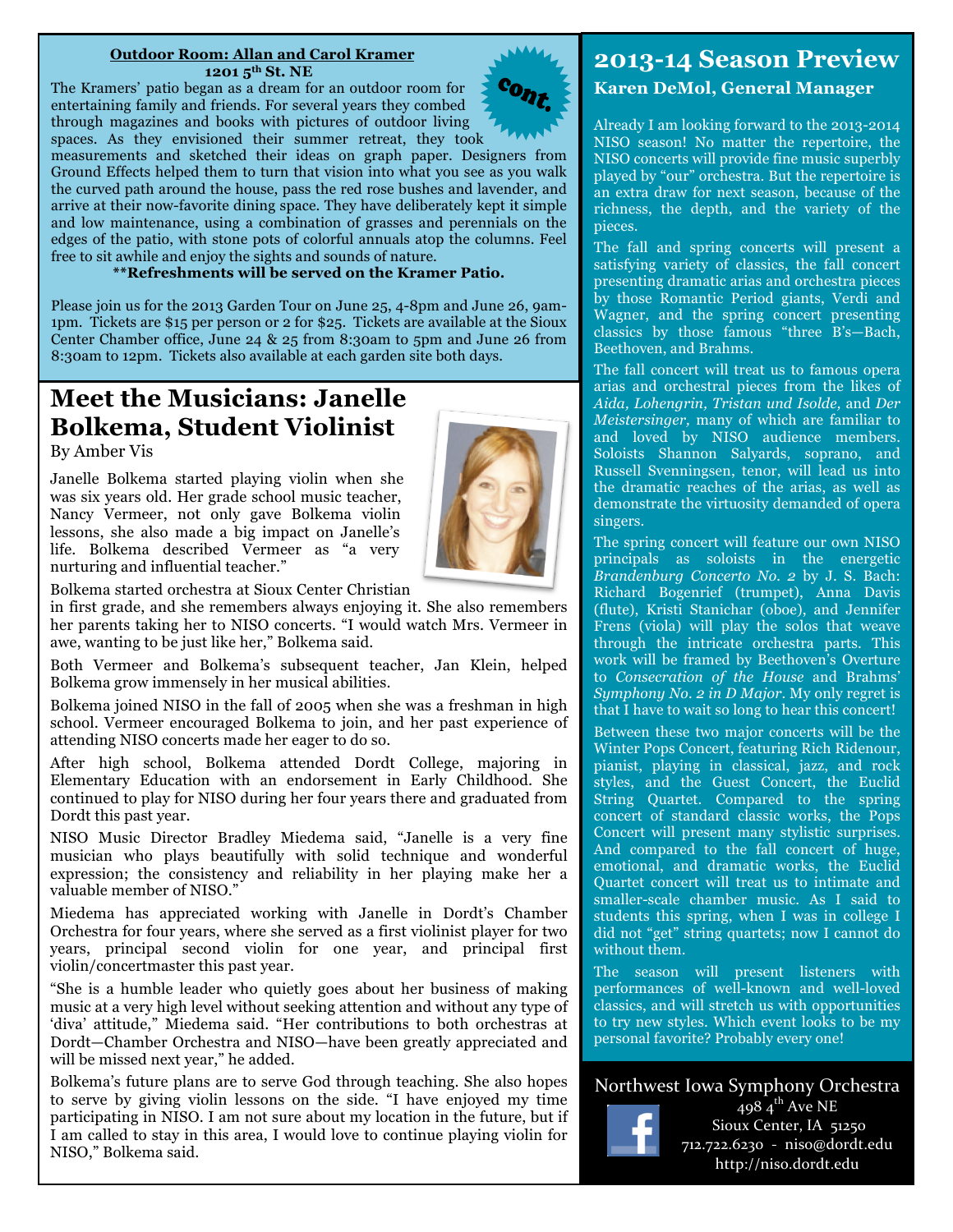**Outdoor Room: Allan and Carol Kramer**

**1201 5th St. NE**

cont.

The Kramers' patio began as a dream for an outdoor room for entertaining family and friends. For several years they combed through magazines and books with pictures of outdoor living spaces. As they envisioned their summer retreat, they took measurements and sketched their ideas on graph paper. Designers from Ground Effects helped them to turn that vision into what you see as you walk the curved path around the house, pass the red rose bushes and lavender, and arrive at their now-favorite dining space. They have deliberately kept it simple and low maintenance, using a combination of grasses and perennials on the edges of the patio, with stone pots of colorful annuals atop the columns. Feel free to sit awhile and enjoy the sights and sounds of nature.

**\*\*Refreshments will be served on the Kramer Patio.**

Please join us for the 2013 Garden Tour on June 25, 4-8pm and June 26, 9am-1pm. Tickets are $15 per person or 2 for $25. Tickets are available at the Sioux Center Chamber office, June 24 & 25 from 8:30am to 5pm and June 26 from 8:30am to 12pm. Tickets also available at each garden site both days.

# Meet the Musicians: Janelle Bolkema, Student Violinist

By Amber Vis

Janelle Bolkema started playing violin when she was six years old. Her grade school music teacher, Nancy Vermeer, not only gave Bolkema violin lessons, she also made a big impact on Janelle's life. Bolkema described Vermeer as "a very nurturing and influential teacher."

Bolkema started orchestra at Sioux Center Christian in first grade, and she remembers always enjoying it. She also remembers her parents taking her to NISO concerts. "I would watch Mrs. Vermeer in awe, wanting to be just like her," Bolkema said.

Both Vermeer and Bolkema's subsequent teacher, Jan Klein, helped Bolkema grow immensely in her musical abilities.

Bolkema joined NISO in the fall of 2005 when she was a freshman in high school. Vermeer encouraged Bolkema to join, and her past experience of attending NISO concerts made her eager to do so.

After high school, Bolkema attended Dordt College, majoring in Elementary Education with an endorsement in Early Childhood. She continued to play for NISO during her four years there and graduated from Dordt this past year.

NISO Music Director Bradley Miedema said, "Janelle is a very fine musician who plays beautifully with solid technique and wonderful expression; the consistency and reliability in her playing make her a valuable member of NISO."

Miedema has appreciated working with Janelle in Dordt's Chamber Orchestra for four years, where she served as a first violinist player for two years, principal second violin for one year, and principal first violin/concertmaster this past year.

"She is a humble leader who quietly goes about her business of making music at a very high level without seeking attention and without any type of 'diva' attitude," Miedema said. "Her contributions to both orchestras at Dordt—Chamber Orchestra and NISO—have been greatly appreciated and will be missed next year," he added.

Bolkema's future plans are to serve God through teaching. She also hopes to serve by giving violin lessons on the side. "I have enjoyed my time participating in NISO. I am not sure about my location in the future, but if I am called to stay in this area, I would love to continue playing violin for NISO," Bolkema said.

# 2013-14 Season Preview

**Karen DeMol, General Manager**

Already I am looking forward to the 2013-2014 NISO season! No matter the repertoire, the NISO concerts will provide fine music superbly played by "our" orchestra. But the repertoire is an extra draw for next season, because of the richness, the depth, and the variety of the pieces.

The fall and spring concerts will present a satisfying variety of classics, the fall concert presenting dramatic arias and orchestra pieces by those Romantic Period giants, Verdi and Wagner, and the spring concert presenting classics by those famous "three B's—Bach, Beethoven, and Brahms.

The fall concert will treat us to famous opera arias and orchestral pieces from the likes of *Aida, Lohengrin, Tristan und Isolde,* and *Der Meistersinger,* many of which are familiar to and loved by NISO audience members. Soloists Shannon Salyards, soprano, and Russell Svenningsen, tenor, will lead us into the dramatic reaches of the arias, as well as demonstrate the virtuosity demanded of opera singers.

The spring concert will feature our own NISO principals as soloists in the energetic *Brandenburg Concerto No. 2* by J. S. Bach: Richard Bogenrief (trumpet), Anna Davis (flute), Kristi Stanichar (oboe), and Jennifer Frens (viola) will play the solos that weave through the intricate orchestra parts. This work will be framed by Beethoven's Overture to *Consecration of the House* and Brahms' *Symphony No. 2 in D Major*. My only regret is that I have to wait so long to hear this concert!

Between these two major concerts will be the Winter Pops Concert, featuring Rich Ridenour, pianist, playing in classical, jazz, and rock styles, and the Guest Concert, the Euclid String Quartet. Compared to the spring concert of standard classic works, the Pops Concert will present many stylistic surprises. And compared to the fall concert of huge, emotional, and dramatic works, the Euclid Quartet concert will treat us to intimate and smaller-scale chamber music. As I said to students this spring, when I was in college I did not "get" string quartets; now I cannot do without them.

The season will present listeners with performances of well-known and well-loved classics, and will stretch us with opportunities to try new styles. Which event looks to be my personal favorite? Probably every one!

Northwest Iowa Symphony Orchestra
498 4th Ave NE
Sioux Center, IA 51250
712.722.6230 - niso@dordt.edu
http://niso.dordt.edu